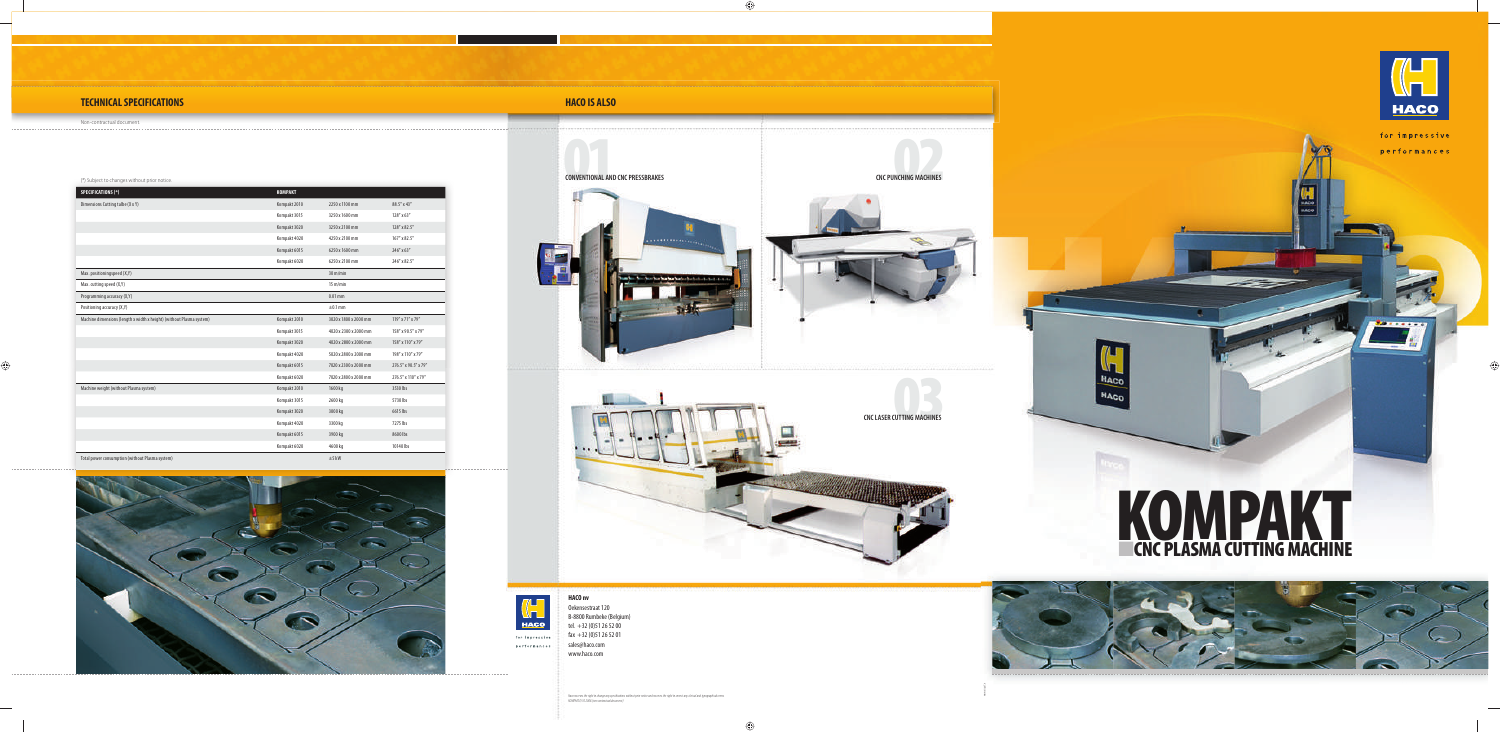## TECHNICAL SPECIFICATIONS

Non-contractual document

(*) Subject to changes without prior notice

| SPECIFICATIONS (*) | KOMPAKT | | |
|---|---|---|---|
| Dimensions Cutting table (X x Y) | Kompakt 2010 | 2250 x 1100 mm | 88.5" x 43" |
| | Kompakt 3015 | 3250 x 1600 mm | 128" x 63" |
| | Kompakt 3020 | 3250 x 2100 mm | 128" x 82.5" |
| | Kompakt 4020 | 4250 x 2100 mm | 167" x 82.5" |
| | Kompakt 6015 | 6250 x 1600 mm | 246" x 63" |
| | Kompakt 6020 | 6250 x 2100 mm | 246" x 82.5" |
| Max. positioning speed (X,Y) | | 30 m/min | |
| Max. cutting speed (X,Y) | | 15 m/min | |
| Programming accuracy (X,Y) | | 0.01 mm | |
| Positioning accuracy (X,Y) | | ±0.1 mm | |
| Machine dimensions (length x width x height) (without Plasma system) | Kompakt 2010 | 3820 x 1800 x 2000 mm | 151" x 71" x 79" |
| | Kompakt 3015 | 4820 x 2300 x 2000 mm | 150" x 90.5" x 79" |
| | Kompakt 3020 | 4820 x 2800 x 2000 mm | 150" x 110" x 79" |
| | Kompakt 4020 | 5820 x 2800 x 2000 mm | 198" x 110" x 79" |
| | Kompakt 6015 | 7820 x 2300 x 2000 mm | 270.5" x 90.5" x 79" |
| | Kompakt 6020 | 7820 x 2800 x 2000 mm | 270.5" x 110" x 79" |
| Machine weight (without Plasma system) | Kompakt 2010 | 1600 kg | 3350 lbs |
| | Kompakt 3015 | 2600 kg | 5730 lbs |
| | Kompakt 3020 | 3000 kg | 6615 lbs |
| | Kompakt 4020 | 3300 kg | 7275 lbs |
| | Kompakt 6015 | 3900 kg | 8600 lbs |
| | Kompakt 6020 | 4650 kg | 10140 lbs |
| Total power consumption (without Plasma system) | | ±5 kW | |

## HACO IS ALSO

01 CONVENTIONAL AND CNC PRESSBRAKES

02 CNC PUNCHING MACHINES

03 CNC LASER CUTTING MACHINES

**HACO nv**
Oekensestraat 120
B-8800 Rumbeke (Belgium)
tel. +32 (0)51 26 52 00
fax +32 (0)51 26 52 01
sales@haco.com
www.haco.com

for impressive performances

# KOMPAKT

## CNC PLASMA CUTTING MACHINE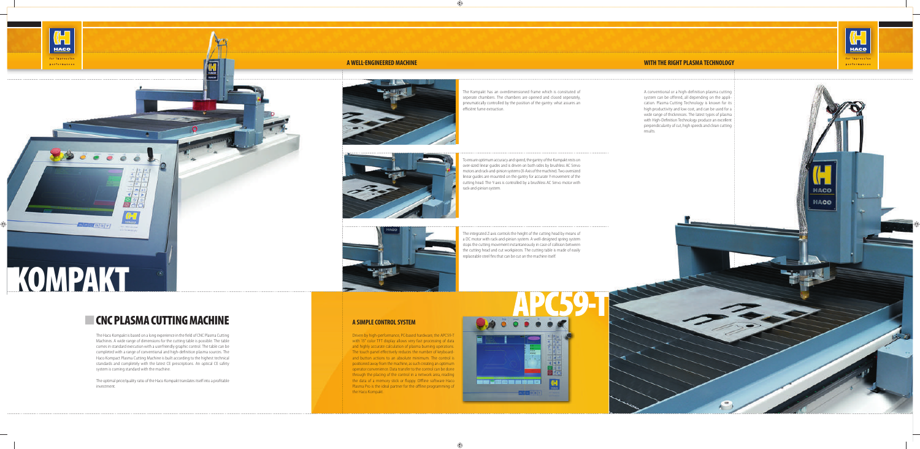# KOMPAKT

## CNC PLASMA CUTTING MACHINE

The Haco Kompakt is based on a long experience in the field of CNC Plasma Cutting Machines. A wide range of dimensions for the cutting table is possible. The table comes in standard execution with a userfriendly graphic control. The table can be completed with a range of conventional and high-definition plasma sources. The Haco Kompact Plasma Cutting Machine is built according to the highest technical standards and completely with the latest CE prescriptions. An optical CE safety system is coming standard with the machine.

The optimal price/quality ratio of the Haco Kompakt translates itself into a profitable investment.

## A WELL-ENGINEERED MACHINE

The Kompakt has an overdimensioned frame which is consituted of seperate chambers. The chambers are opened and closed seperately, pneumatically controlled by the position of the gantry what assures an efficient fume extraction.

To ensure optimum accuracy and speed, the gantry of the Kompakt rests on over-sized linear guides and is driven on both sides by brushless AC Servo motors and rack-and-pinion systems (X-Axis of the machine). Two oversized linear guides are mounted on the gantry for accurate Y-movement of the cutting head. The Y-axis is controlled by a brushless AC Servo motor with rack-and-pinion system.

The integrated Z-axis controls the height of the cutting head by means of a DC motor with rack-and-pinion system. A well-designed spring system stops the cutting movement instantaneously in case of collision between the cutting head and cut workpieces. The cutting table is made of easily replaceable steel fins that can be cut on the machine itself.

## A SIMPLE CONTROL SYSTEM

# APC59-T

Driven by high-performance, PC-based hardware, the APC59-T with 15" color TFT display allows very fast processing of data and highly accurate calculation of plasma burning operations. The touch panel effectively reduces the number of keyboard- and button actions to an absolute minimum. The control is positioned away from the machine, as such creating an optimum operator convenience. Data transfer to the control can be done through the placing of the control in a network area, reading the data of a memory stick or floppy. Offline software Haco Plasma Pro is the ideal partner for the offline programming of the Haco Kompakt.

## WITH THE RIGHT PLASMA TECHNOLOGY

A conventional or a high-definition plasma cutting system can be offered, all depending on the application. Plasma Cutting Technology is known for its high productivity and low cost, and can be used for a wide range of thicknesses. The latest types of plasma with High-Definition Technology produce an excellent perpendicularity of cut, high speeds and clean cutting results.